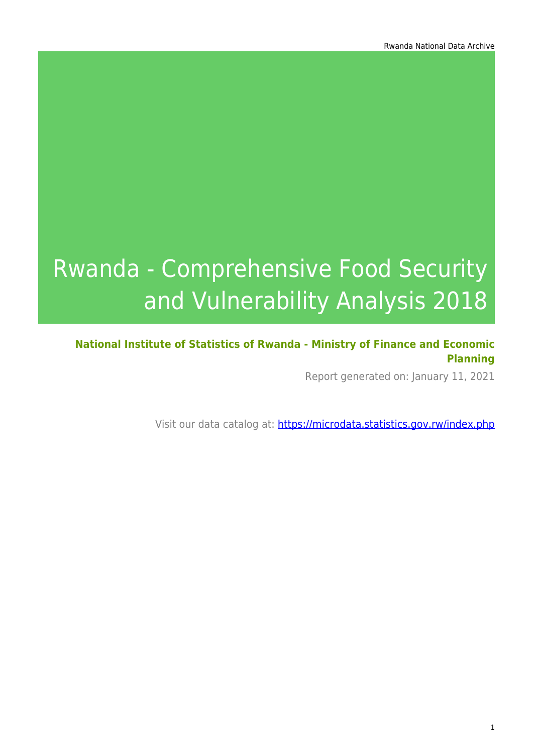# Rwanda - Comprehensive Food Security and Vulnerability Analysis 2018

**National Institute of Statistics of Rwanda - Ministry of Finance and Economic Planning**

Report generated on: January 11, 2021

Visit our data catalog at: https://microdata.statistics.gov.rw/index.php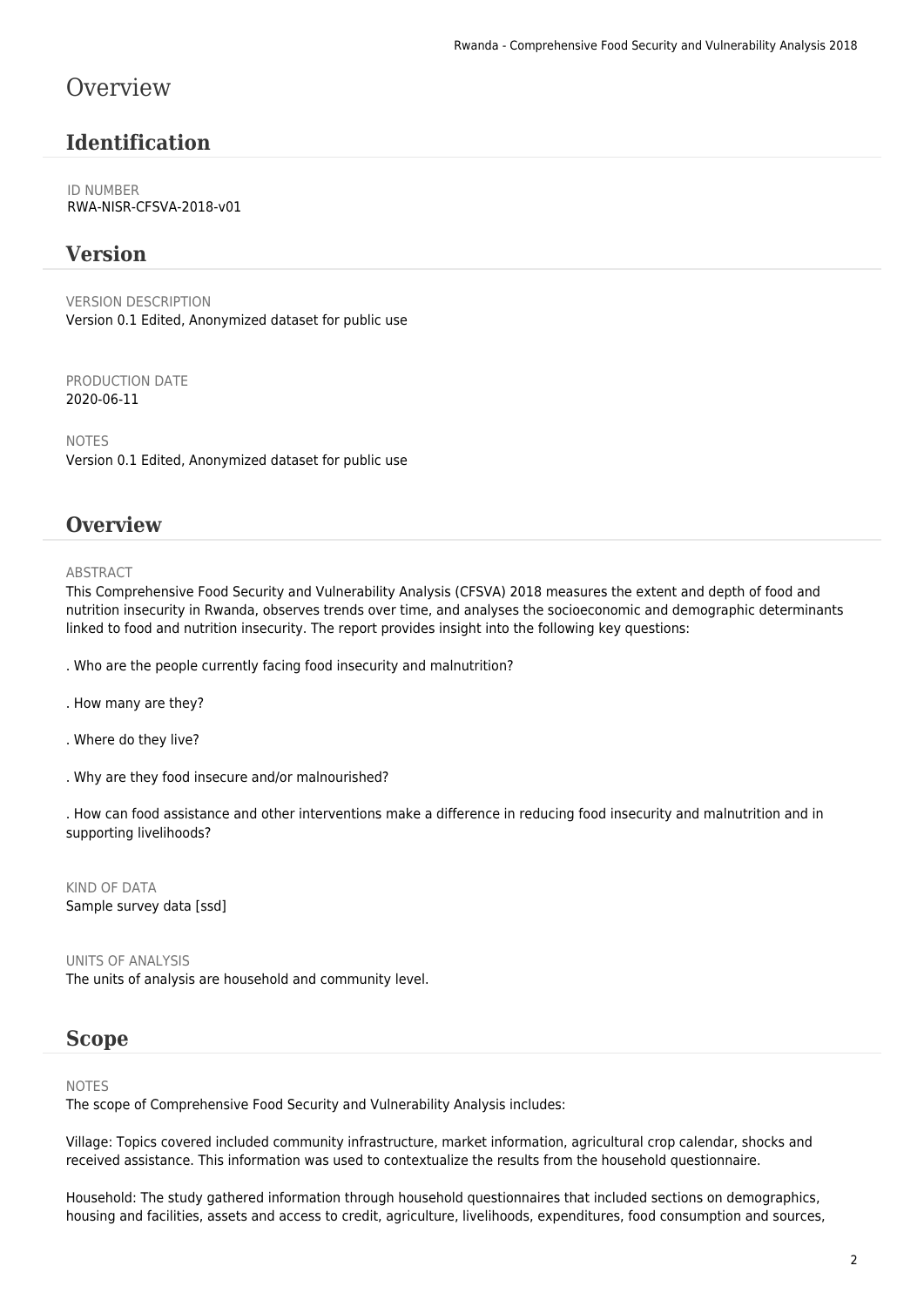# Overview

## Identification

ID NUMBER
RWA-NISR-CFSVA-2018-v01

## Version

VERSION DESCRIPTION
Version 0.1 Edited, Anonymized dataset for public use

PRODUCTION DATE
2020-06-11

NOTES
Version 0.1 Edited, Anonymized dataset for public use

## Overview

ABSTRACT
This Comprehensive Food Security and Vulnerability Analysis (CFSVA) 2018 measures the extent and depth of food and nutrition insecurity in Rwanda, observes trends over time, and analyses the socioeconomic and demographic determinants linked to food and nutrition insecurity. The report provides insight into the following key questions:

. Who are the people currently facing food insecurity and malnutrition?

. How many are they?

. Where do they live?

. Why are they food insecure and/or malnourished?

. How can food assistance and other interventions make a difference in reducing food insecurity and malnutrition and in supporting livelihoods?

KIND OF DATA
Sample survey data [ssd]

UNITS OF ANALYSIS
The units of analysis are household and community level.

## Scope

NOTES
The scope of Comprehensive Food Security and Vulnerability Analysis includes:

Village: Topics covered included community infrastructure, market information, agricultural crop calendar, shocks and received assistance. This information was used to contextualize the results from the household questionnaire.

Household: The study gathered information through household questionnaires that included sections on demographics, housing and facilities, assets and access to credit, agriculture, livelihoods, expenditures, food consumption and sources,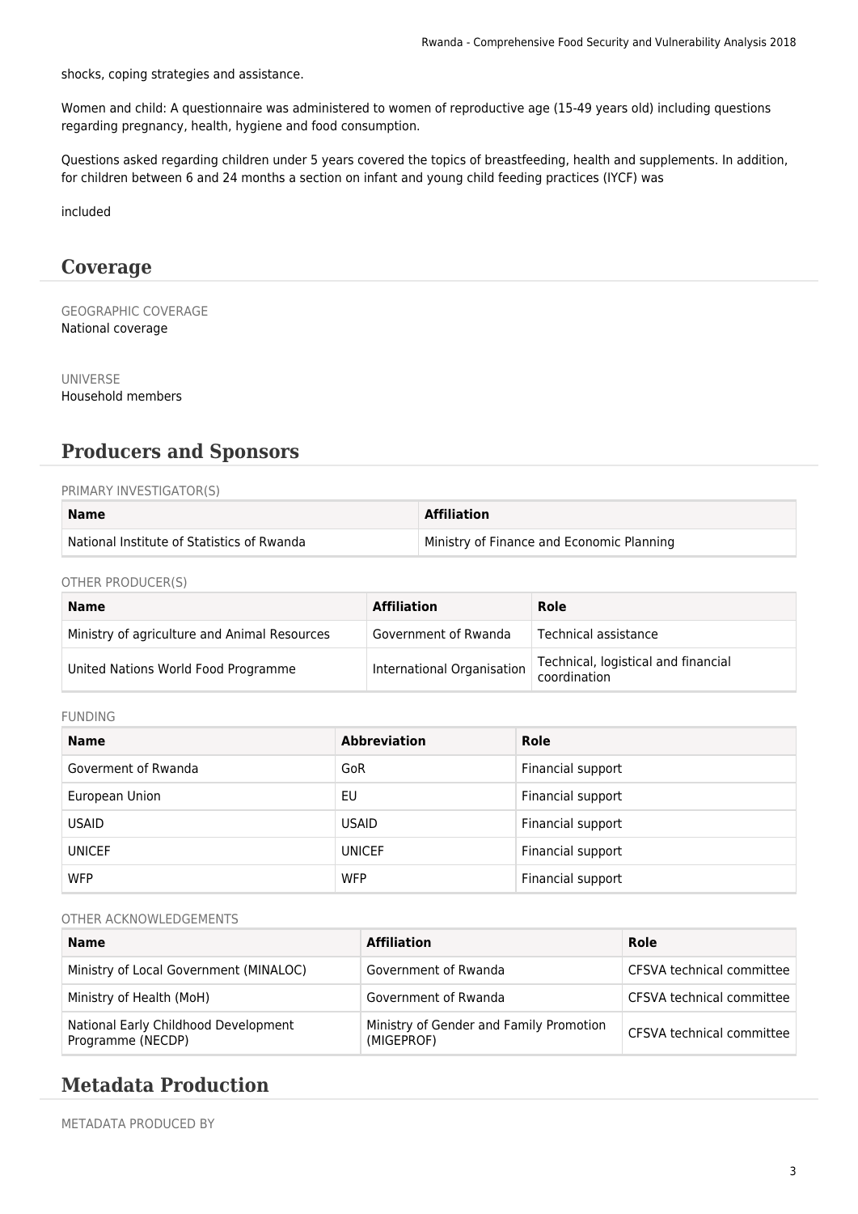shocks, coping strategies and assistance.

Women and child: A questionnaire was administered to women of reproductive age (15-49 years old) including questions regarding pregnancy, health, hygiene and food consumption.

Questions asked regarding children under 5 years covered the topics of breastfeeding, health and supplements. In addition, for children between 6 and 24 months a section on infant and young child feeding practices (IYCF) was

included

## Coverage

GEOGRAPHIC COVERAGE
National coverage

UNIVERSE
Household members

## Producers and Sponsors

PRIMARY INVESTIGATOR(S)

| Name | Affiliation |
|---|---|
| National Institute of Statistics of Rwanda | Ministry of Finance and Economic Planning |

OTHER PRODUCER(S)

| Name | Affiliation | Role |
|---|---|---|
| Ministry of agriculture and Animal Resources | Government of Rwanda | Technical assistance |
| United Nations World Food Programme | International Organisation | Technical, logistical and financial coordination |

FUNDING

| Name | Abbreviation | Role |
|---|---|---|
| Goverment of Rwanda | GoR | Financial support |
| European Union | EU | Financial support |
| USAID | USAID | Financial support |
| UNICEF | UNICEF | Financial support |
| WFP | WFP | Financial support |

OTHER ACKNOWLEDGEMENTS

| Name | Affiliation | Role |
|---|---|---|
| Ministry of Local Government (MINALOC) | Government of Rwanda | CFSVA technical committee |
| Ministry of Health (MoH) | Government of Rwanda | CFSVA technical committee |
| National Early Childhood Development Programme (NECDP) | Ministry of Gender and Family Promotion (MIGEPROF) | CFSVA technical committee |

## Metadata Production

METADATA PRODUCED BY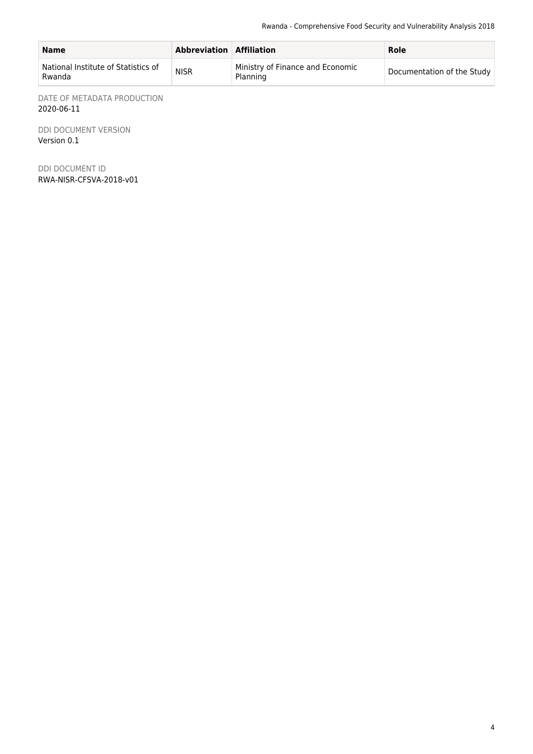| Name | Abbreviation | Affiliation | Role |
| --- | --- | --- | --- |
| National Institute of Statistics of Rwanda | NISR | Ministry of Finance and Economic Planning | Documentation of the Study |

DATE OF METADATA PRODUCTION
2020-06-11

DDI DOCUMENT VERSION
Version 0.1

DDI DOCUMENT ID
RWA-NISR-CFSVA-2018-v01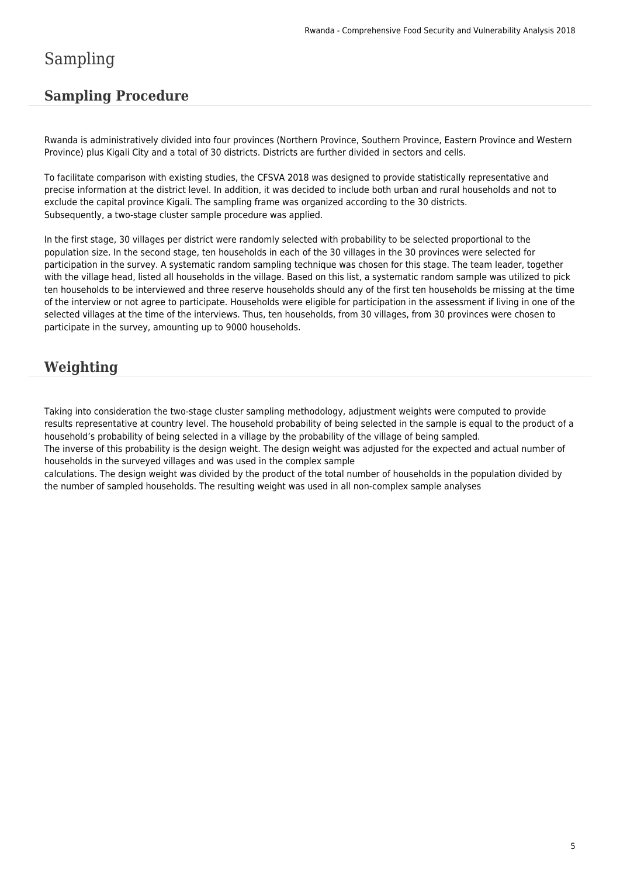# Sampling

## Sampling Procedure

Rwanda is administratively divided into four provinces (Northern Province, Southern Province, Eastern Province and Western Province) plus Kigali City and a total of 30 districts. Districts are further divided in sectors and cells.

To facilitate comparison with existing studies, the CFSVA 2018 was designed to provide statistically representative and precise information at the district level. In addition, it was decided to include both urban and rural households and not to exclude the capital province Kigali. The sampling frame was organized according to the 30 districts.
Subsequently, a two-stage cluster sample procedure was applied.

In the first stage, 30 villages per district were randomly selected with probability to be selected proportional to the population size. In the second stage, ten households in each of the 30 villages in the 30 provinces were selected for participation in the survey. A systematic random sampling technique was chosen for this stage. The team leader, together with the village head, listed all households in the village. Based on this list, a systematic random sample was utilized to pick ten households to be interviewed and three reserve households should any of the first ten households be missing at the time of the interview or not agree to participate. Households were eligible for participation in the assessment if living in one of the selected villages at the time of the interviews. Thus, ten households, from 30 villages, from 30 provinces were chosen to participate in the survey, amounting up to 9000 households.

## Weighting

Taking into consideration the two-stage cluster sampling methodology, adjustment weights were computed to provide results representative at country level. The household probability of being selected in the sample is equal to the product of a household's probability of being selected in a village by the probability of the village of being sampled.
The inverse of this probability is the design weight. The design weight was adjusted for the expected and actual number of households in the surveyed villages and was used in the complex sample
calculations. The design weight was divided by the product of the total number of households in the population divided by the number of sampled households. The resulting weight was used in all non-complex sample analyses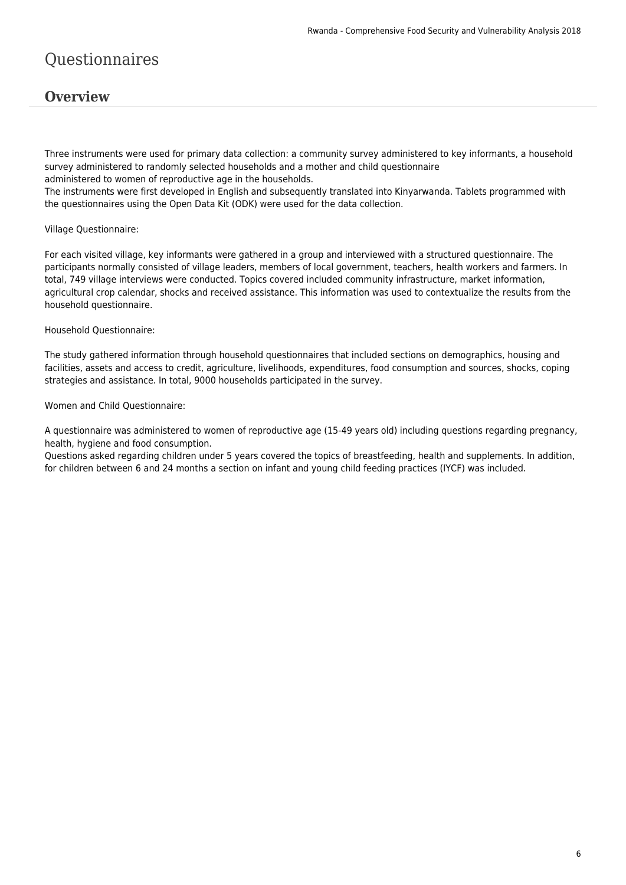# Questionnaires

## Overview

Three instruments were used for primary data collection: a community survey administered to key informants, a household survey administered to randomly selected households and a mother and child questionnaire administered to women of reproductive age in the households.
The instruments were first developed in English and subsequently translated into Kinyarwanda. Tablets programmed with the questionnaires using the Open Data Kit (ODK) were used for the data collection.

Village Questionnaire:

For each visited village, key informants were gathered in a group and interviewed with a structured questionnaire. The participants normally consisted of village leaders, members of local government, teachers, health workers and farmers. In total, 749 village interviews were conducted. Topics covered included community infrastructure, market information, agricultural crop calendar, shocks and received assistance. This information was used to contextualize the results from the household questionnaire.

Household Questionnaire:

The study gathered information through household questionnaires that included sections on demographics, housing and facilities, assets and access to credit, agriculture, livelihoods, expenditures, food consumption and sources, shocks, coping strategies and assistance. In total, 9000 households participated in the survey.

Women and Child Questionnaire:

A questionnaire was administered to women of reproductive age (15-49 years old) including questions regarding pregnancy, health, hygiene and food consumption.
Questions asked regarding children under 5 years covered the topics of breastfeeding, health and supplements. In addition, for children between 6 and 24 months a section on infant and young child feeding practices (IYCF) was included.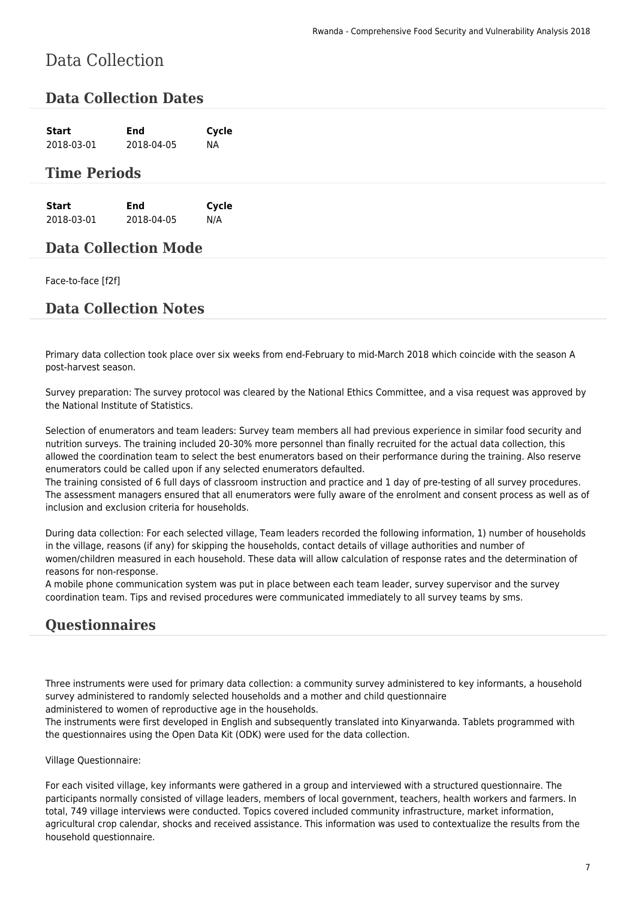# Data Collection

## Data Collection Dates

| Start | End | Cycle |
|---|---|---|
| 2018-03-01 | 2018-04-05 | NA |

## Time Periods

| Start | End | Cycle |
|---|---|---|
| 2018-03-01 | 2018-04-05 | N/A |

## Data Collection Mode

Face-to-face [f2f]

## Data Collection Notes

Primary data collection took place over six weeks from end-February to mid-March 2018 which coincide with the season A post-harvest season.

Survey preparation: The survey protocol was cleared by the National Ethics Committee, and a visa request was approved by the National Institute of Statistics.

Selection of enumerators and team leaders: Survey team members all had previous experience in similar food security and nutrition surveys. The training included 20-30% more personnel than finally recruited for the actual data collection, this allowed the coordination team to select the best enumerators based on their performance during the training. Also reserve enumerators could be called upon if any selected enumerators defaulted.
The training consisted of 6 full days of classroom instruction and practice and 1 day of pre-testing of all survey procedures. The assessment managers ensured that all enumerators were fully aware of the enrolment and consent process as well as of inclusion and exclusion criteria for households.

During data collection: For each selected village, Team leaders recorded the following information, 1) number of households in the village, reasons (if any) for skipping the households, contact details of village authorities and number of women/children measured in each household. These data will allow calculation of response rates and the determination of reasons for non-response.
A mobile phone communication system was put in place between each team leader, survey supervisor and the survey coordination team. Tips and revised procedures were communicated immediately to all survey teams by sms.

## Questionnaires

Three instruments were used for primary data collection: a community survey administered to key informants, a household survey administered to randomly selected households and a mother and child questionnaire
administered to women of reproductive age in the households.
The instruments were first developed in English and subsequently translated into Kinyarwanda. Tablets programmed with the questionnaires using the Open Data Kit (ODK) were used for the data collection.

Village Questionnaire:

For each visited village, key informants were gathered in a group and interviewed with a structured questionnaire. The participants normally consisted of village leaders, members of local government, teachers, health workers and farmers. In total, 749 village interviews were conducted. Topics covered included community infrastructure, market information, agricultural crop calendar, shocks and received assistance. This information was used to contextualize the results from the household questionnaire.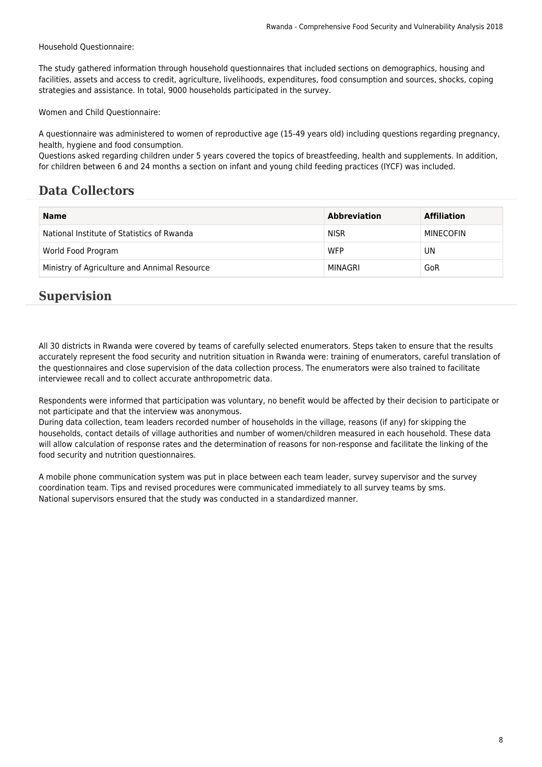Household Questionnaire:

The study gathered information through household questionnaires that included sections on demographics, housing and facilities, assets and access to credit, agriculture, livelihoods, expenditures, food consumption and sources, shocks, coping strategies and assistance. In total, 9000 households participated in the survey.

Women and Child Questionnaire:

A questionnaire was administered to women of reproductive age (15-49 years old) including questions regarding pregnancy, health, hygiene and food consumption.
Questions asked regarding children under 5 years covered the topics of breastfeeding, health and supplements. In addition, for children between 6 and 24 months a section on infant and young child feeding practices (IYCF) was included.

## Data Collectors

| Name | Abbreviation | Affiliation |
|---|---|---|
| National Institute of Statistics of Rwanda | NISR | MINECOFIN |
| World Food Program | WFP | UN |
| Ministry of Agriculture and Annimal Resource | MINAGRI | GoR |

## Supervision

All 30 districts in Rwanda were covered by teams of carefully selected enumerators. Steps taken to ensure that the results accurately represent the food security and nutrition situation in Rwanda were: training of enumerators, careful translation of the questionnaires and close supervision of the data collection process. The enumerators were also trained to facilitate interviewee recall and to collect accurate anthropometric data.

Respondents were informed that participation was voluntary, no benefit would be affected by their decision to participate or not participate and that the interview was anonymous.
During data collection, team leaders recorded number of households in the village, reasons (if any) for skipping the households, contact details of village authorities and number of women/children measured in each household. These data will allow calculation of response rates and the determination of reasons for non-response and facilitate the linking of the food security and nutrition questionnaires.

A mobile phone communication system was put in place between each team leader, survey supervisor and the survey coordination team. Tips and revised procedures were communicated immediately to all survey teams by sms.
National supervisors ensured that the study was conducted in a standardized manner.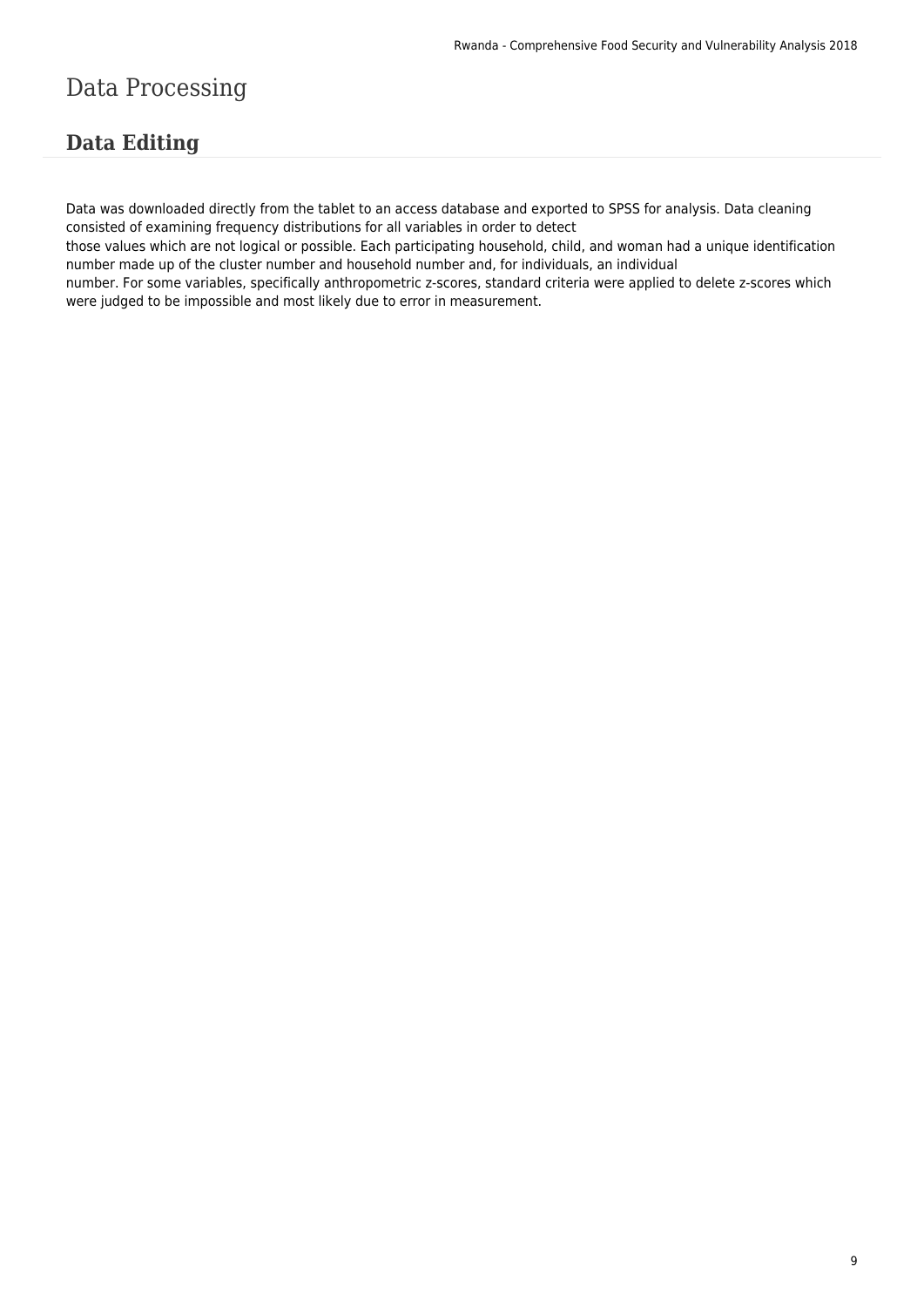# Data Processing

## Data Editing

Data was downloaded directly from the tablet to an access database and exported to SPSS for analysis. Data cleaning consisted of examining frequency distributions for all variables in order to detect those values which are not logical or possible. Each participating household, child, and woman had a unique identification number made up of the cluster number and household number and, for individuals, an individual number. For some variables, specifically anthropometric z-scores, standard criteria were applied to delete z-scores which were judged to be impossible and most likely due to error in measurement.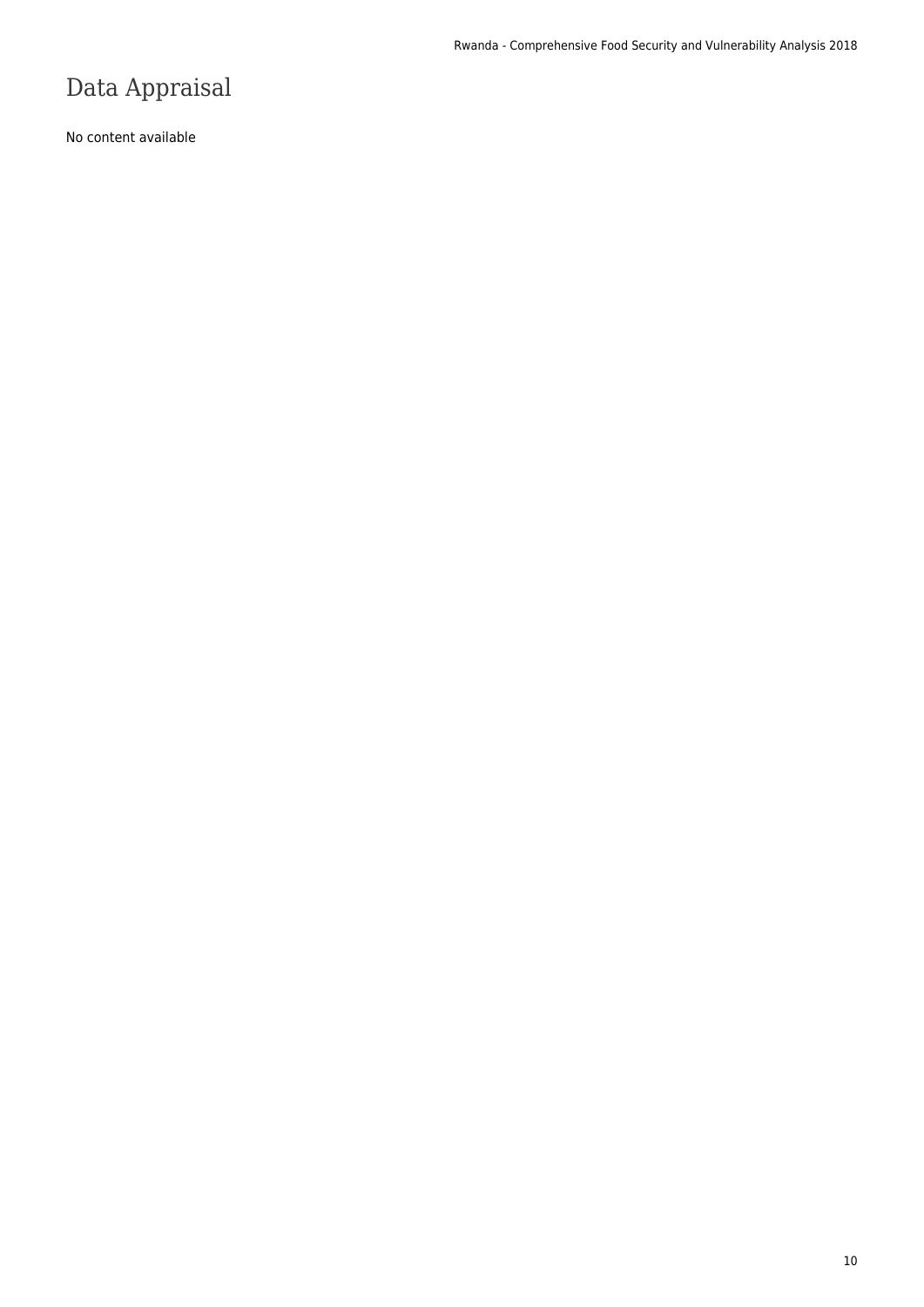# Data Appraisal

No content available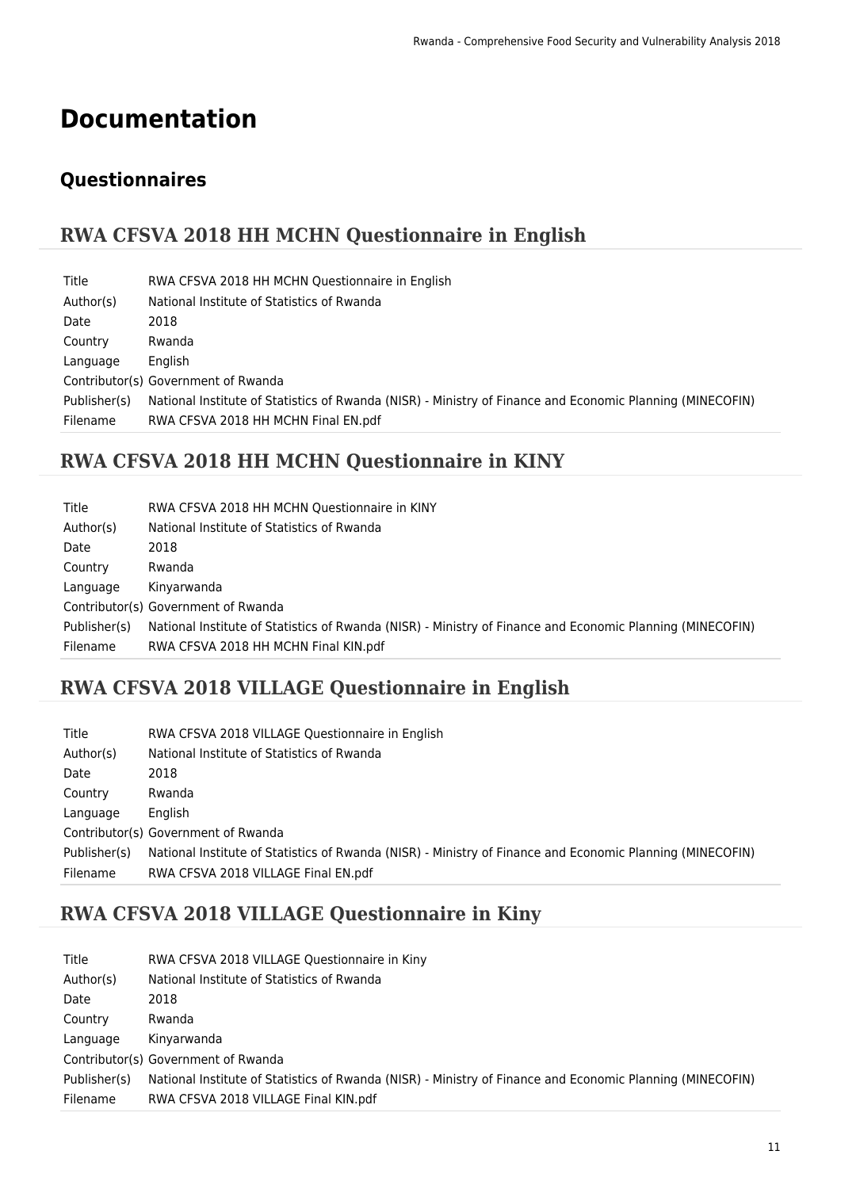# Documentation

## Questionnaires

### RWA CFSVA 2018 HH MCHN Questionnaire in English

| | |
|---|---|
| Title | RWA CFSVA 2018 HH MCHN Questionnaire in English |
| Author(s) | National Institute of Statistics of Rwanda |
| Date | 2018 |
| Country | Rwanda |
| Language | English |
| Contributor(s) | Government of Rwanda |
| Publisher(s) | National Institute of Statistics of Rwanda (NISR) - Ministry of Finance and Economic Planning (MINECOFIN) |
| Filename | RWA CFSVA 2018 HH MCHN Final EN.pdf |

### RWA CFSVA 2018 HH MCHN Questionnaire in KINY

| | |
|---|---|
| Title | RWA CFSVA 2018 HH MCHN Questionnaire in KINY |
| Author(s) | National Institute of Statistics of Rwanda |
| Date | 2018 |
| Country | Rwanda |
| Language | Kinyarwanda |
| Contributor(s) | Government of Rwanda |
| Publisher(s) | National Institute of Statistics of Rwanda (NISR) - Ministry of Finance and Economic Planning (MINECOFIN) |
| Filename | RWA CFSVA 2018 HH MCHN Final KIN.pdf |

### RWA CFSVA 2018 VILLAGE Questionnaire in English

| | |
|---|---|
| Title | RWA CFSVA 2018 VILLAGE Questionnaire in English |
| Author(s) | National Institute of Statistics of Rwanda |
| Date | 2018 |
| Country | Rwanda |
| Language | English |
| Contributor(s) | Government of Rwanda |
| Publisher(s) | National Institute of Statistics of Rwanda (NISR) - Ministry of Finance and Economic Planning (MINECOFIN) |
| Filename | RWA CFSVA 2018 VILLAGE Final EN.pdf |

### RWA CFSVA 2018 VILLAGE Questionnaire in Kiny

| | |
|---|---|
| Title | RWA CFSVA 2018 VILLAGE Questionnaire in Kiny |
| Author(s) | National Institute of Statistics of Rwanda |
| Date | 2018 |
| Country | Rwanda |
| Language | Kinyarwanda |
| Contributor(s) | Government of Rwanda |
| Publisher(s) | National Institute of Statistics of Rwanda (NISR) - Ministry of Finance and Economic Planning (MINECOFIN) |
| Filename | RWA CFSVA 2018 VILLAGE Final KIN.pdf |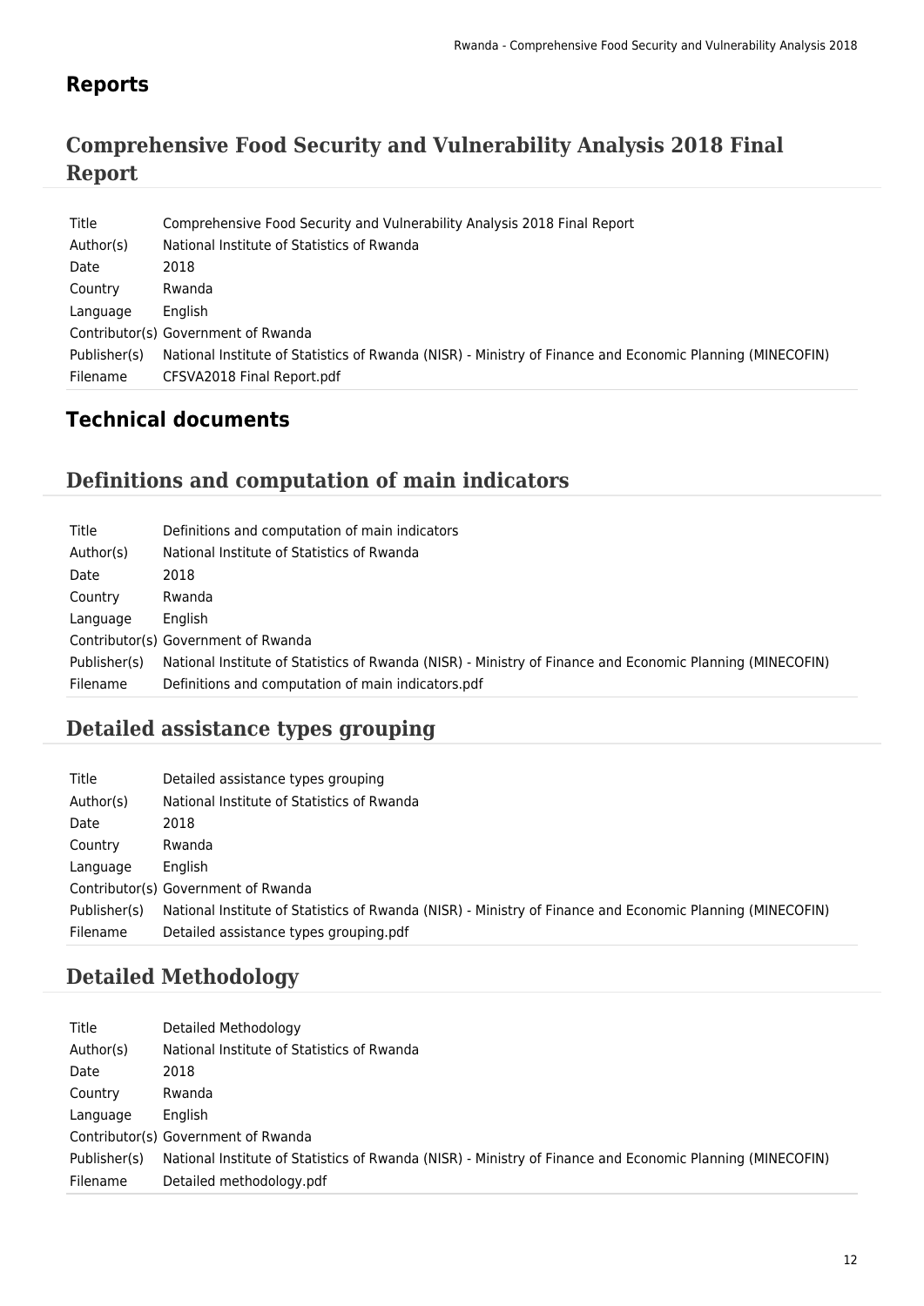## Reports

### Comprehensive Food Security and Vulnerability Analysis 2018 Final Report

| | |
|---|---|
| Title | Comprehensive Food Security and Vulnerability Analysis 2018 Final Report |
| Author(s) | National Institute of Statistics of Rwanda |
| Date | 2018 |
| Country | Rwanda |
| Language | English |
| Contributor(s) | Government of Rwanda |
| Publisher(s) | National Institute of Statistics of Rwanda (NISR) - Ministry of Finance and Economic Planning (MINECOFIN) |
| Filename | CFSVA2018 Final Report.pdf |

## Technical documents

### Definitions and computation of main indicators

| | |
|---|---|
| Title | Definitions and computation of main indicators |
| Author(s) | National Institute of Statistics of Rwanda |
| Date | 2018 |
| Country | Rwanda |
| Language | English |
| Contributor(s) | Government of Rwanda |
| Publisher(s) | National Institute of Statistics of Rwanda (NISR) - Ministry of Finance and Economic Planning (MINECOFIN) |
| Filename | Definitions and computation of main indicators.pdf |

### Detailed assistance types grouping

| | |
|---|---|
| Title | Detailed assistance types grouping |
| Author(s) | National Institute of Statistics of Rwanda |
| Date | 2018 |
| Country | Rwanda |
| Language | English |
| Contributor(s) | Government of Rwanda |
| Publisher(s) | National Institute of Statistics of Rwanda (NISR) - Ministry of Finance and Economic Planning (MINECOFIN) |
| Filename | Detailed assistance types grouping.pdf |

### Detailed Methodology

| | |
|---|---|
| Title | Detailed Methodology |
| Author(s) | National Institute of Statistics of Rwanda |
| Date | 2018 |
| Country | Rwanda |
| Language | English |
| Contributor(s) | Government of Rwanda |
| Publisher(s) | National Institute of Statistics of Rwanda (NISR) - Ministry of Finance and Economic Planning (MINECOFIN) |
| Filename | Detailed methodology.pdf |